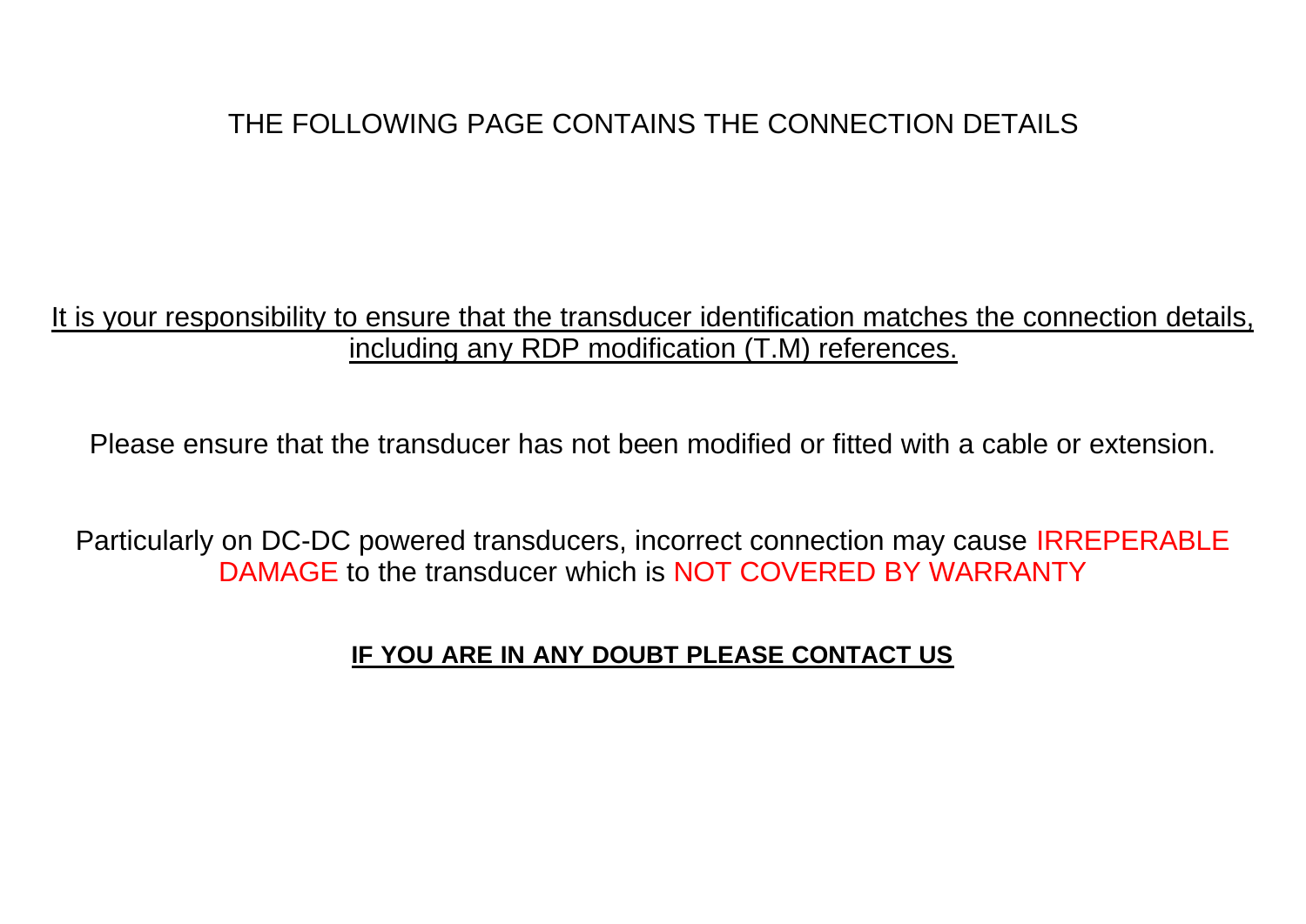THE FOLLOWING PAGE CONTAINS THE CONNECTION DETAILS

It is your responsibility to ensure that the transducer identification matches the connection details, including any RDP modification (T.M) references.

Please ensure that the transducer has not been modified or fitted with a cable or extension.

Particularly on DC-DC powered transducers, incorrect connection may cause IRREPERABLE DAMAGE to the transducer which is NOT COVERED BY WARRANTY

**IF YOU ARE IN ANY DOUBT PLEASE CONTACT US**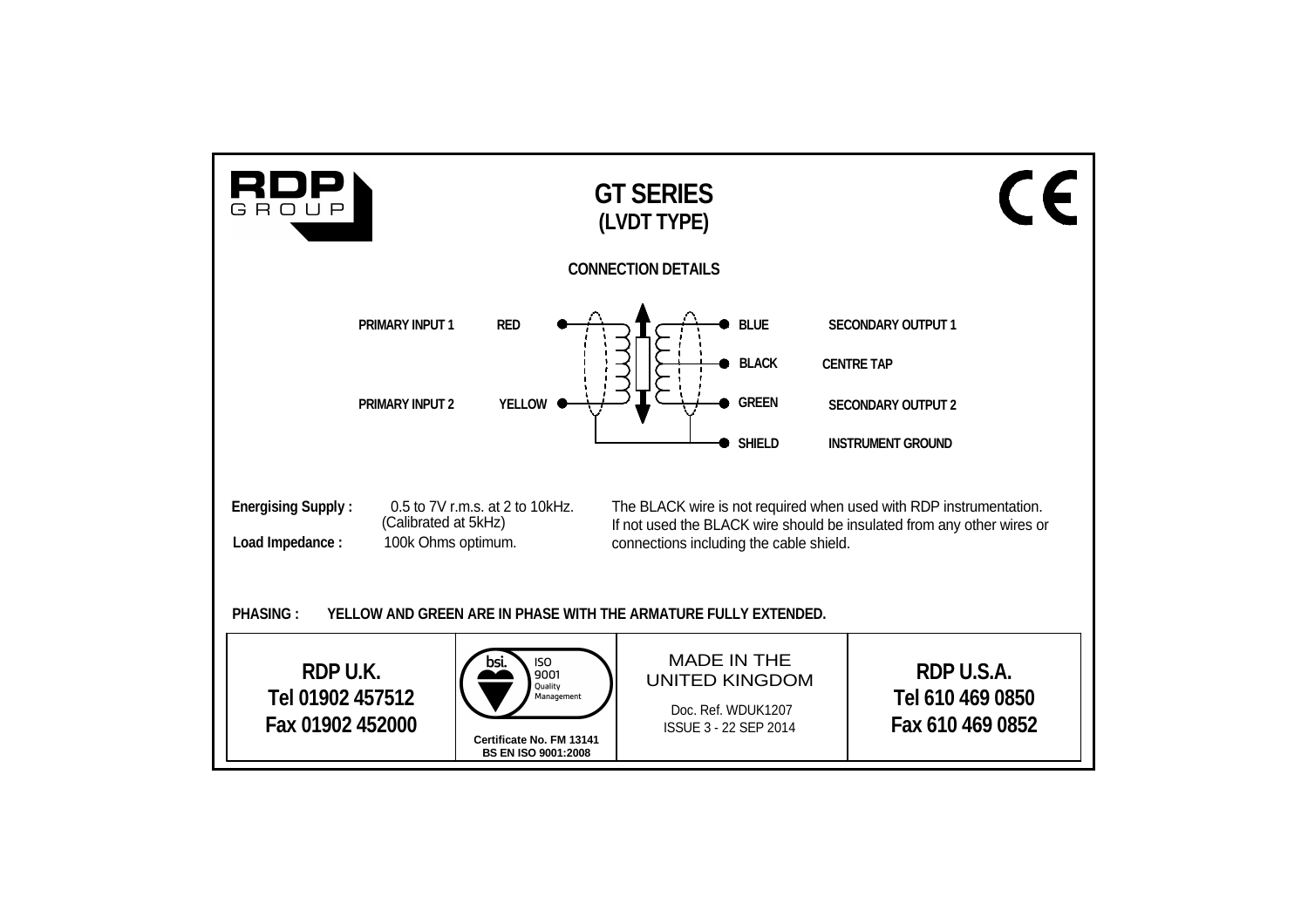RDP GROUP

# GT SERIES
## (LVDT TYPE)

CE

### CONNECTION DETAILS

PRIMARY INPUT 1 RED

PRIMARY INPUT 2 YELLOW

BLUE SECONDARY OUTPUT 1

BLACK CENTRE TAP

GREEN SECONDARY OUTPUT 2

SHIELD INSTRUMENT GROUND

**Energising Supply :** 0.5 to 7V r.m.s. at 2 to 10kHz. (Calibrated at 5kHz)

**Load Impedance :** 100k Ohms optimum.

The BLACK wire is not required when used with RDP instrumentation. If not used the BLACK wire should be insulated from any other wires or connections including the cable shield.

**PHASING : YELLOW AND GREEN ARE IN PHASE WITH THE ARMATURE FULLY EXTENDED.**

| | | | |
|---|---|---|---|
| **RDP U.K.**<br>**Tel 01902 457512**<br>**Fax 01902 452000** | bsi. ISO 9001 Quality Management<br>**Certificate No. FM 13141**<br>**BS EN ISO 9001:2008** | MADE IN THE UNITED KINGDOM<br>Doc. Ref. WDUK1207<br>ISSUE 3 - 22 SEP 2014 | **RDP U.S.A.**<br>**Tel 610 469 0850**<br>**Fax 610 469 0852** |